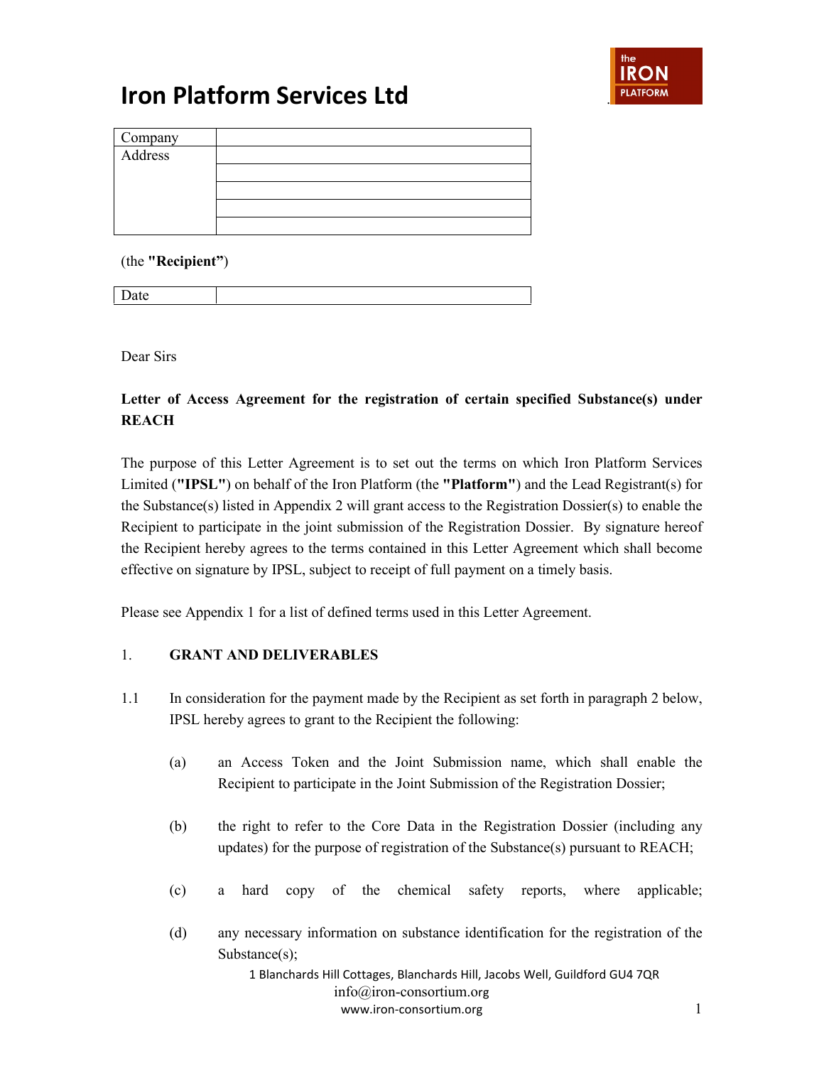# Iron Platform Services Ltd

| Company | |
|---|---|
| Address | |
| | |
| | |
| | |
| | |

(the **"Recipient"**)

| Date | |
|---|---|

Dear Sirs

**Letter of Access Agreement for the registration of certain specified Substance(s) under REACH**

The purpose of this Letter Agreement is to set out the terms on which Iron Platform Services Limited (**"IPSL"**) on behalf of the Iron Platform (the **"Platform"**) and the Lead Registrant(s) for the Substance(s) listed in Appendix 2 will grant access to the Registration Dossier(s) to enable the Recipient to participate in the joint submission of the Registration Dossier. By signature hereof the Recipient hereby agrees to the terms contained in this Letter Agreement which shall become effective on signature by IPSL, subject to receipt of full payment on a timely basis.

Please see Appendix 1 for a list of defined terms used in this Letter Agreement.

## 1. GRANT AND DELIVERABLES

1.1 In consideration for the payment made by the Recipient as set forth in paragraph 2 below, IPSL hereby agrees to grant to the Recipient the following:

(a) an Access Token and the Joint Submission name, which shall enable the Recipient to participate in the Joint Submission of the Registration Dossier;

(b) the right to refer to the Core Data in the Registration Dossier (including any updates) for the purpose of registration of the Substance(s) pursuant to REACH;

(c) a hard copy of the chemical safety reports, where applicable;

(d) any necessary information on substance identification for the registration of the Substance(s);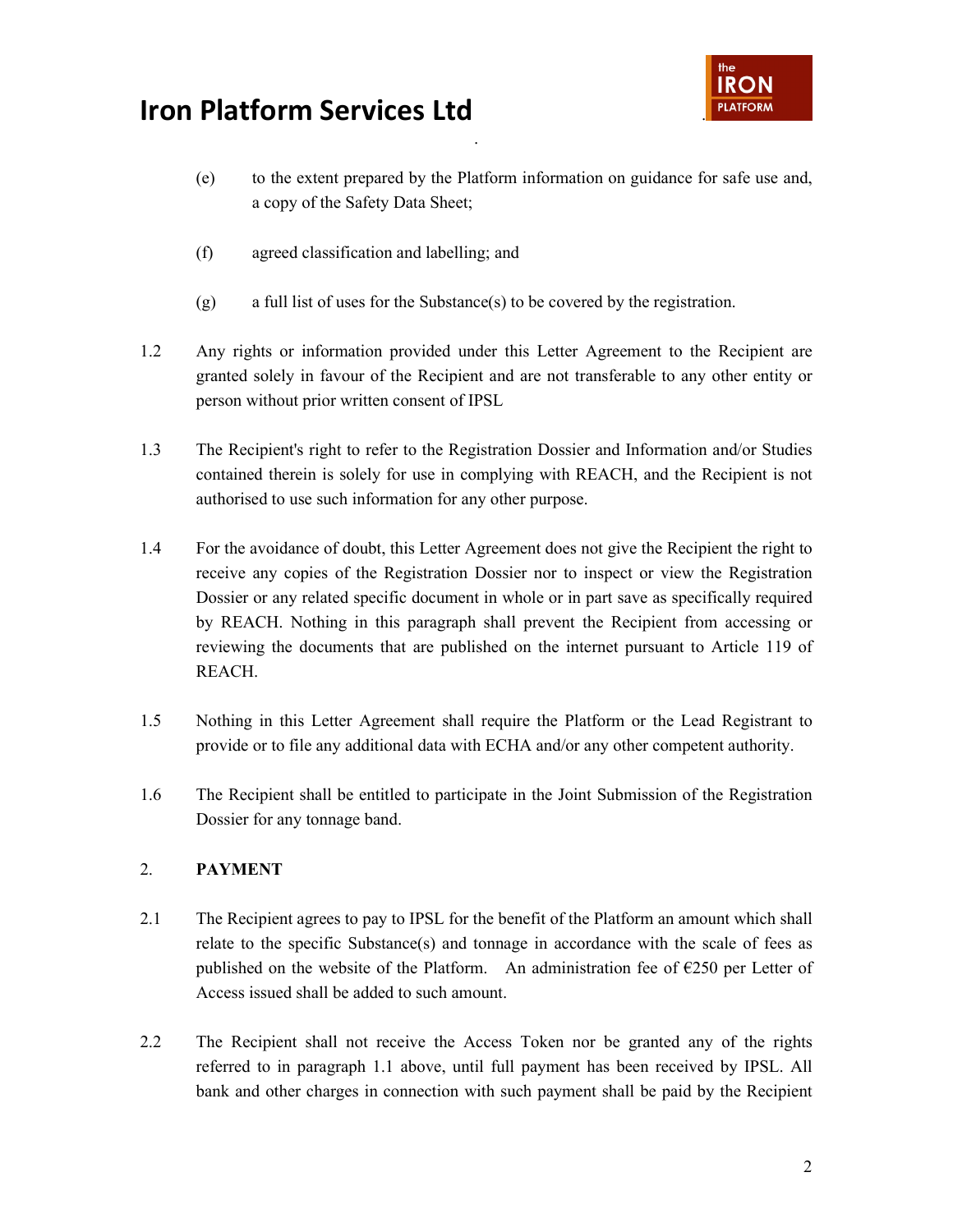(e) to the extent prepared by the Platform information on guidance for safe use and, a copy of the Safety Data Sheet;

(f) agreed classification and labelling; and

(g) a full list of uses for the Substance(s) to be covered by the registration.

1.2 Any rights or information provided under this Letter Agreement to the Recipient are granted solely in favour of the Recipient and are not transferable to any other entity or person without prior written consent of IPSL

1.3 The Recipient's right to refer to the Registration Dossier and Information and/or Studies contained therein is solely for use in complying with REACH, and the Recipient is not authorised to use such information for any other purpose.

1.4 For the avoidance of doubt, this Letter Agreement does not give the Recipient the right to receive any copies of the Registration Dossier nor to inspect or view the Registration Dossier or any related specific document in whole or in part save as specifically required by REACH. Nothing in this paragraph shall prevent the Recipient from accessing or reviewing the documents that are published on the internet pursuant to Article 119 of REACH.

1.5 Nothing in this Letter Agreement shall require the Platform or the Lead Registrant to provide or to file any additional data with ECHA and/or any other competent authority.

1.6 The Recipient shall be entitled to participate in the Joint Submission of the Registration Dossier for any tonnage band.

2. **PAYMENT**

2.1 The Recipient agrees to pay to IPSL for the benefit of the Platform an amount which shall relate to the specific Substance(s) and tonnage in accordance with the scale of fees as published on the website of the Platform. An administration fee of €250 per Letter of Access issued shall be added to such amount.

2.2 The Recipient shall not receive the Access Token nor be granted any of the rights referred to in paragraph 1.1 above, until full payment has been received by IPSL. All bank and other charges in connection with such payment shall be paid by the Recipient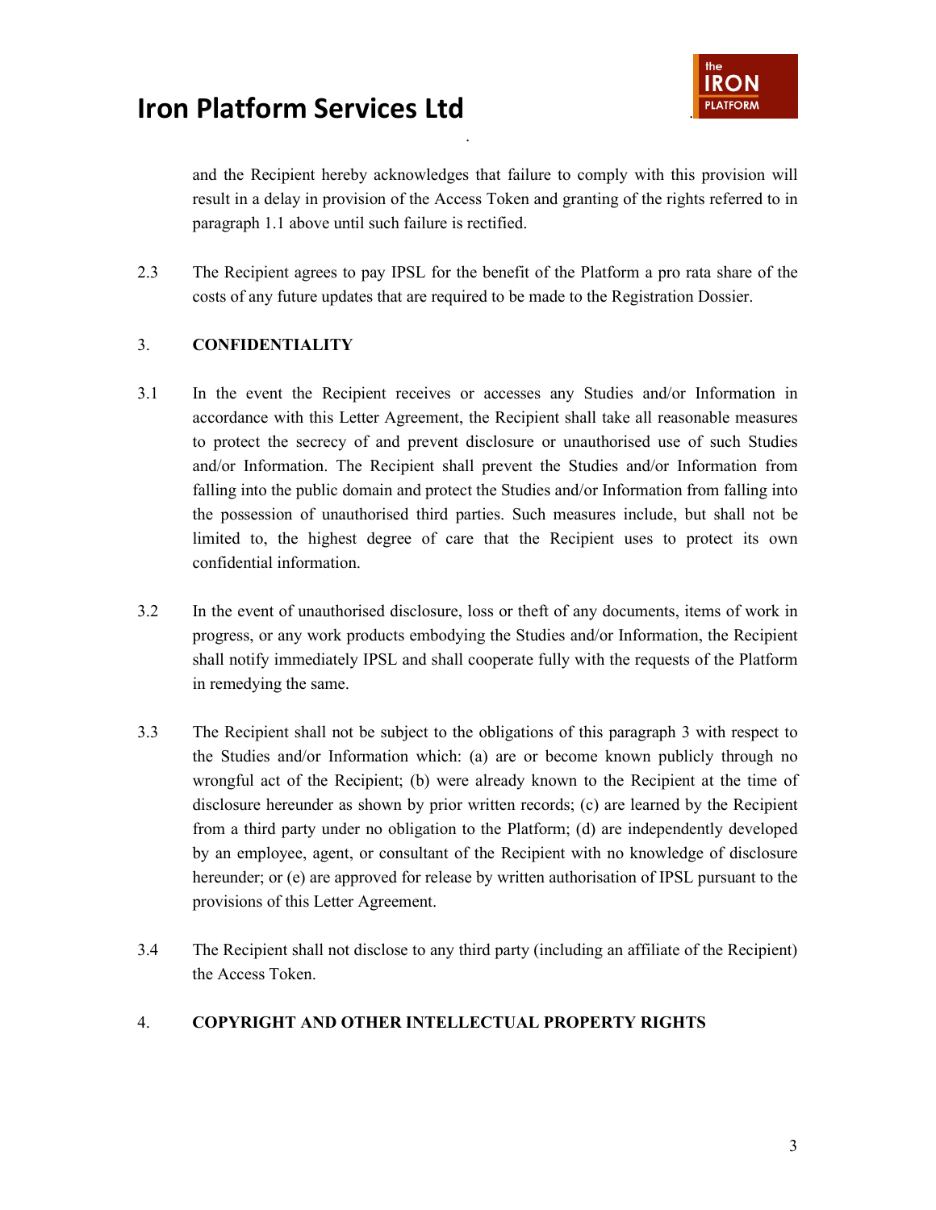and the Recipient hereby acknowledges that failure to comply with this provision will result in a delay in provision of the Access Token and granting of the rights referred to in paragraph 1.1 above until such failure is rectified.

2.3 The Recipient agrees to pay IPSL for the benefit of the Platform a pro rata share of the costs of any future updates that are required to be made to the Registration Dossier.

## 3. CONFIDENTIALITY

3.1 In the event the Recipient receives or accesses any Studies and/or Information in accordance with this Letter Agreement, the Recipient shall take all reasonable measures to protect the secrecy of and prevent disclosure or unauthorised use of such Studies and/or Information. The Recipient shall prevent the Studies and/or Information from falling into the public domain and protect the Studies and/or Information from falling into the possession of unauthorised third parties. Such measures include, but shall not be limited to, the highest degree of care that the Recipient uses to protect its own confidential information.

3.2 In the event of unauthorised disclosure, loss or theft of any documents, items of work in progress, or any work products embodying the Studies and/or Information, the Recipient shall notify immediately IPSL and shall cooperate fully with the requests of the Platform in remedying the same.

3.3 The Recipient shall not be subject to the obligations of this paragraph 3 with respect to the Studies and/or Information which: (a) are or become known publicly through no wrongful act of the Recipient; (b) were already known to the Recipient at the time of disclosure hereunder as shown by prior written records; (c) are learned by the Recipient from a third party under no obligation to the Platform; (d) are independently developed by an employee, agent, or consultant of the Recipient with no knowledge of disclosure hereunder; or (e) are approved for release by written authorisation of IPSL pursuant to the provisions of this Letter Agreement.

3.4 The Recipient shall not disclose to any third party (including an affiliate of the Recipient) the Access Token.

## 4. COPYRIGHT AND OTHER INTELLECTUAL PROPERTY RIGHTS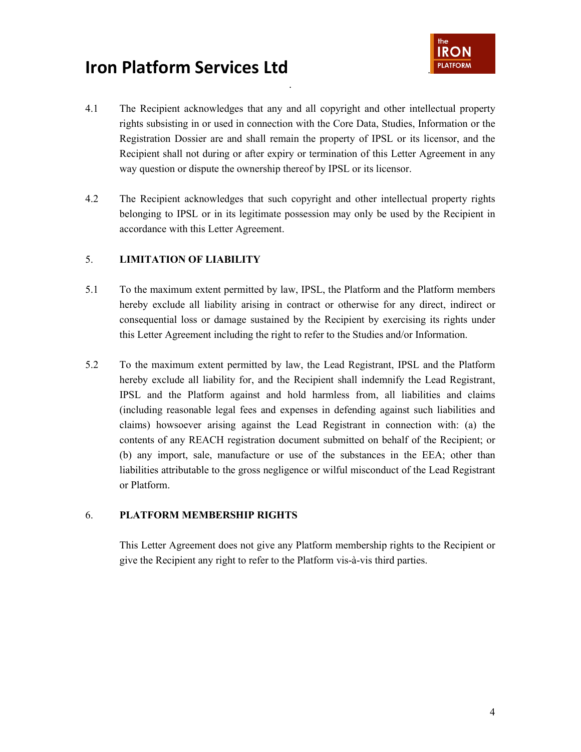4.1 The Recipient acknowledges that any and all copyright and other intellectual property rights subsisting in or used in connection with the Core Data, Studies, Information or the Registration Dossier are and shall remain the property of IPSL or its licensor, and the Recipient shall not during or after expiry or termination of this Letter Agreement in any way question or dispute the ownership thereof by IPSL or its licensor.

4.2 The Recipient acknowledges that such copyright and other intellectual property rights belonging to IPSL or in its legitimate possession may only be used by the Recipient in accordance with this Letter Agreement.

## 5. LIMITATION OF LIABILITY

5.1 To the maximum extent permitted by law, IPSL, the Platform and the Platform members hereby exclude all liability arising in contract or otherwise for any direct, indirect or consequential loss or damage sustained by the Recipient by exercising its rights under this Letter Agreement including the right to refer to the Studies and/or Information.

5.2 To the maximum extent permitted by law, the Lead Registrant, IPSL and the Platform hereby exclude all liability for, and the Recipient shall indemnify the Lead Registrant, IPSL and the Platform against and hold harmless from, all liabilities and claims (including reasonable legal fees and expenses in defending against such liabilities and claims) howsoever arising against the Lead Registrant in connection with: (a) the contents of any REACH registration document submitted on behalf of the Recipient; or (b) any import, sale, manufacture or use of the substances in the EEA; other than liabilities attributable to the gross negligence or wilful misconduct of the Lead Registrant or Platform.

## 6. PLATFORM MEMBERSHIP RIGHTS

This Letter Agreement does not give any Platform membership rights to the Recipient or give the Recipient any right to refer to the Platform vis-à-vis third parties.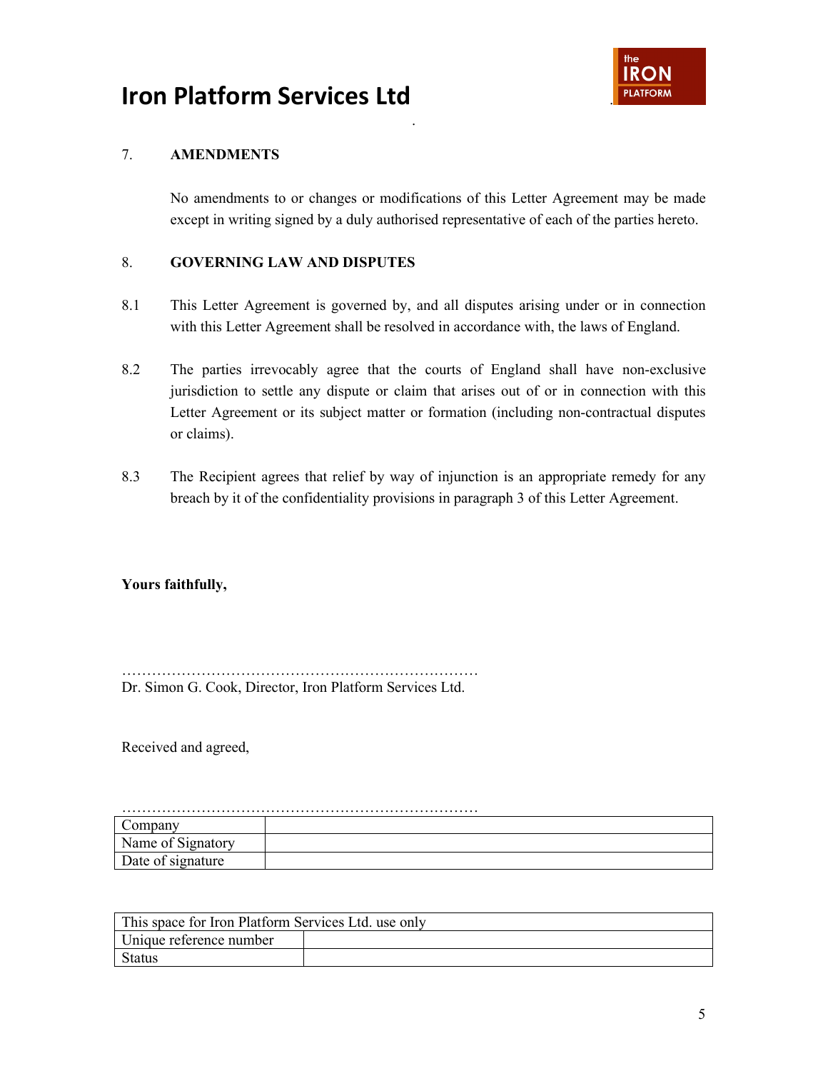## 7. AMENDMENTS

No amendments to or changes or modifications of this Letter Agreement may be made except in writing signed by a duly authorised representative of each of the parties hereto.

## 8. GOVERNING LAW AND DISPUTES

8.1 This Letter Agreement is governed by, and all disputes arising under or in connection with this Letter Agreement shall be resolved in accordance with, the laws of England.

8.2 The parties irrevocably agree that the courts of England shall have non-exclusive jurisdiction to settle any dispute or claim that arises out of or in connection with this Letter Agreement or its subject matter or formation (including non-contractual disputes or claims).

8.3 The Recipient agrees that relief by way of injunction is an appropriate remedy for any breach by it of the confidentiality provisions in paragraph 3 of this Letter Agreement.

**Yours faithfully,**

………………………………………………………………
Dr. Simon G. Cook, Director, Iron Platform Services Ltd.

Received and agreed,

………………………………………………………………

| Company | |
|---|---|
| Name of Signatory | |
| Date of signature | |

| This space for Iron Platform Services Ltd. use only | |
|---|---|
| Unique reference number | |
| Status | |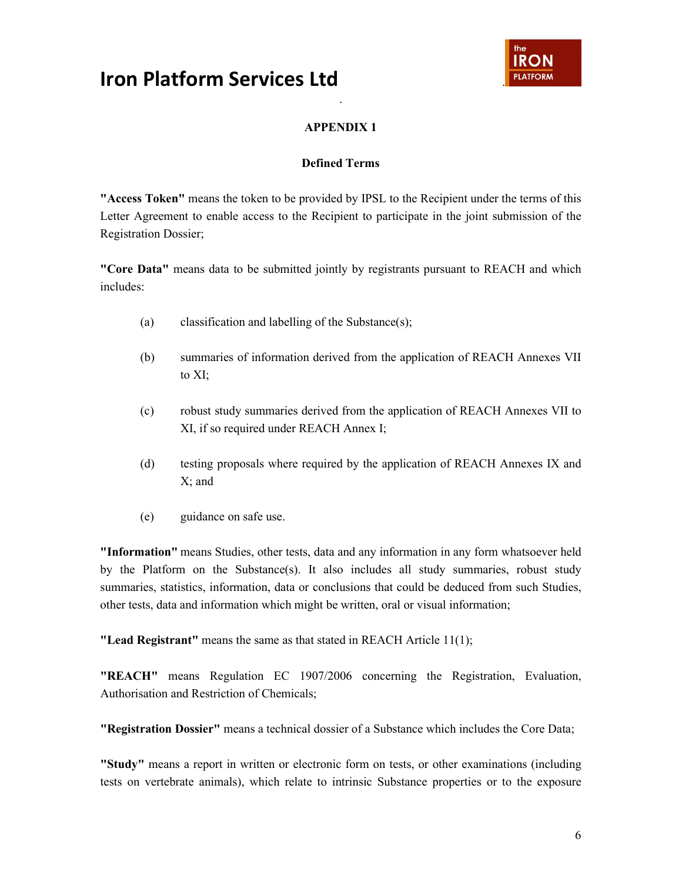# Iron Platform Services Ltd

## APPENDIX 1

### Defined Terms

**"Access Token"** means the token to be provided by IPSL to the Recipient under the terms of this Letter Agreement to enable access to the Recipient to participate in the joint submission of the Registration Dossier;

**"Core Data"** means data to be submitted jointly by registrants pursuant to REACH and which includes:

(a) classification and labelling of the Substance(s);

(b) summaries of information derived from the application of REACH Annexes VII to XI;

(c) robust study summaries derived from the application of REACH Annexes VII to XI, if so required under REACH Annex I;

(d) testing proposals where required by the application of REACH Annexes IX and X; and

(e) guidance on safe use.

**"Information"** means Studies, other tests, data and any information in any form whatsoever held by the Platform on the Substance(s). It also includes all study summaries, robust study summaries, statistics, information, data or conclusions that could be deduced from such Studies, other tests, data and information which might be written, oral or visual information;

**"Lead Registrant"** means the same as that stated in REACH Article 11(1);

**"REACH"** means Regulation EC 1907/2006 concerning the Registration, Evaluation, Authorisation and Restriction of Chemicals;

**"Registration Dossier"** means a technical dossier of a Substance which includes the Core Data;

**"Study"** means a report in written or electronic form on tests, or other examinations (including tests on vertebrate animals), which relate to intrinsic Substance properties or to the exposure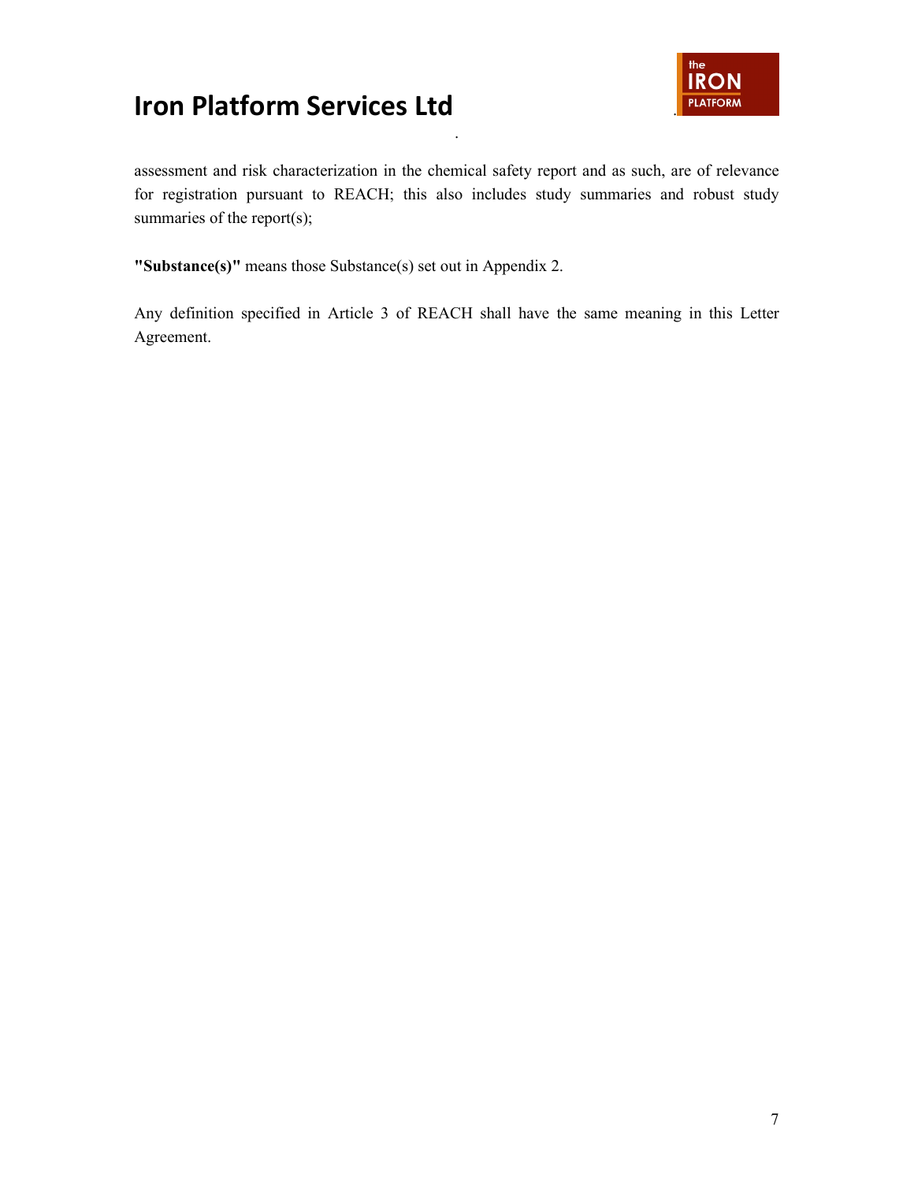assessment and risk characterization in the chemical safety report and as such, are of relevance for registration pursuant to REACH; this also includes study summaries and robust study summaries of the report(s);

**"Substance(s)"** means those Substance(s) set out in Appendix 2.

Any definition specified in Article 3 of REACH shall have the same meaning in this Letter Agreement.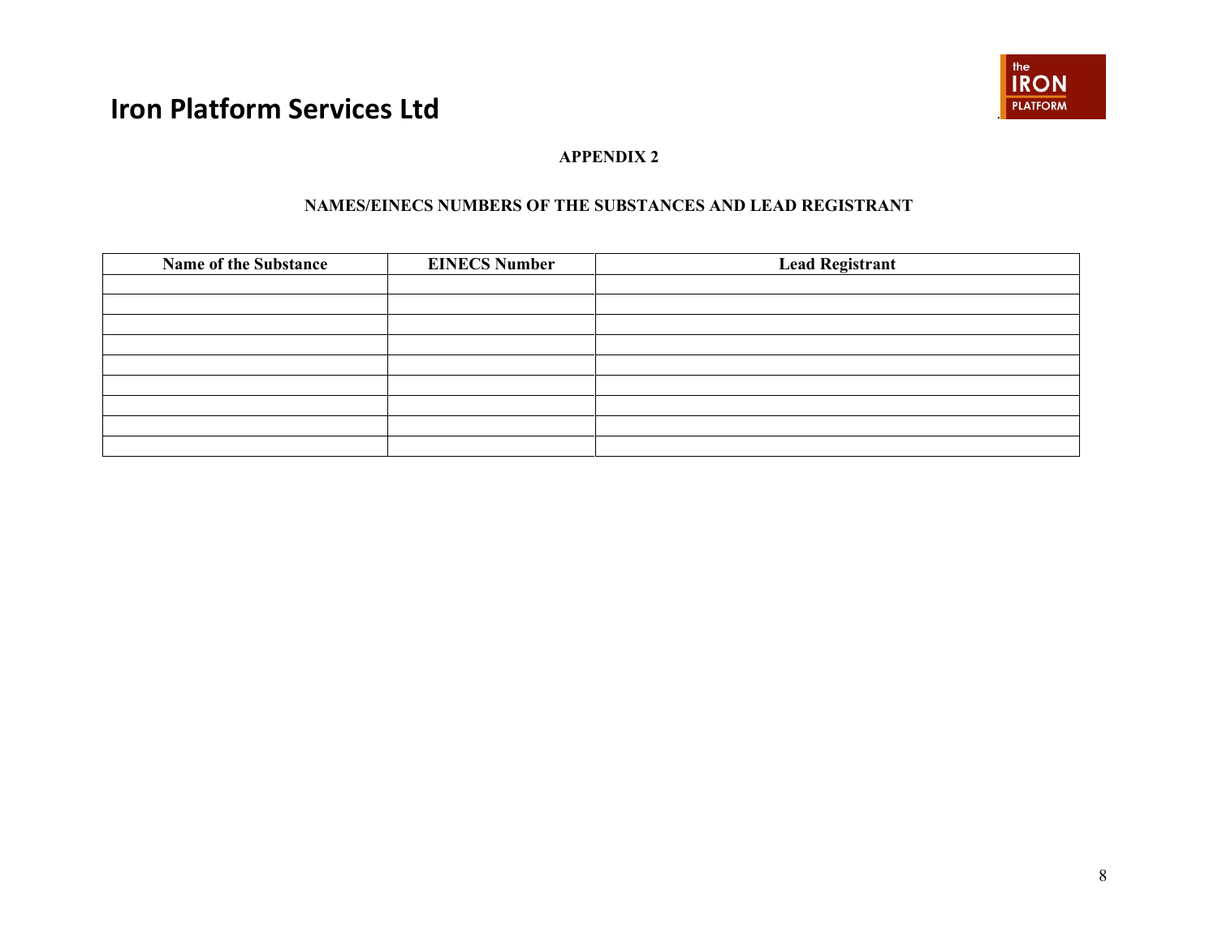# Iron Platform Services Ltd

## APPENDIX 2

### NAMES/EINECS NUMBERS OF THE SUBSTANCES AND LEAD REGISTRANT

| Name of the Substance | EINECS Number | Lead Registrant |
|---|---|---|
| | | |
| | | |
| | | |
| | | |
| | | |
| | | |
| | | |
| | | |
| | | |